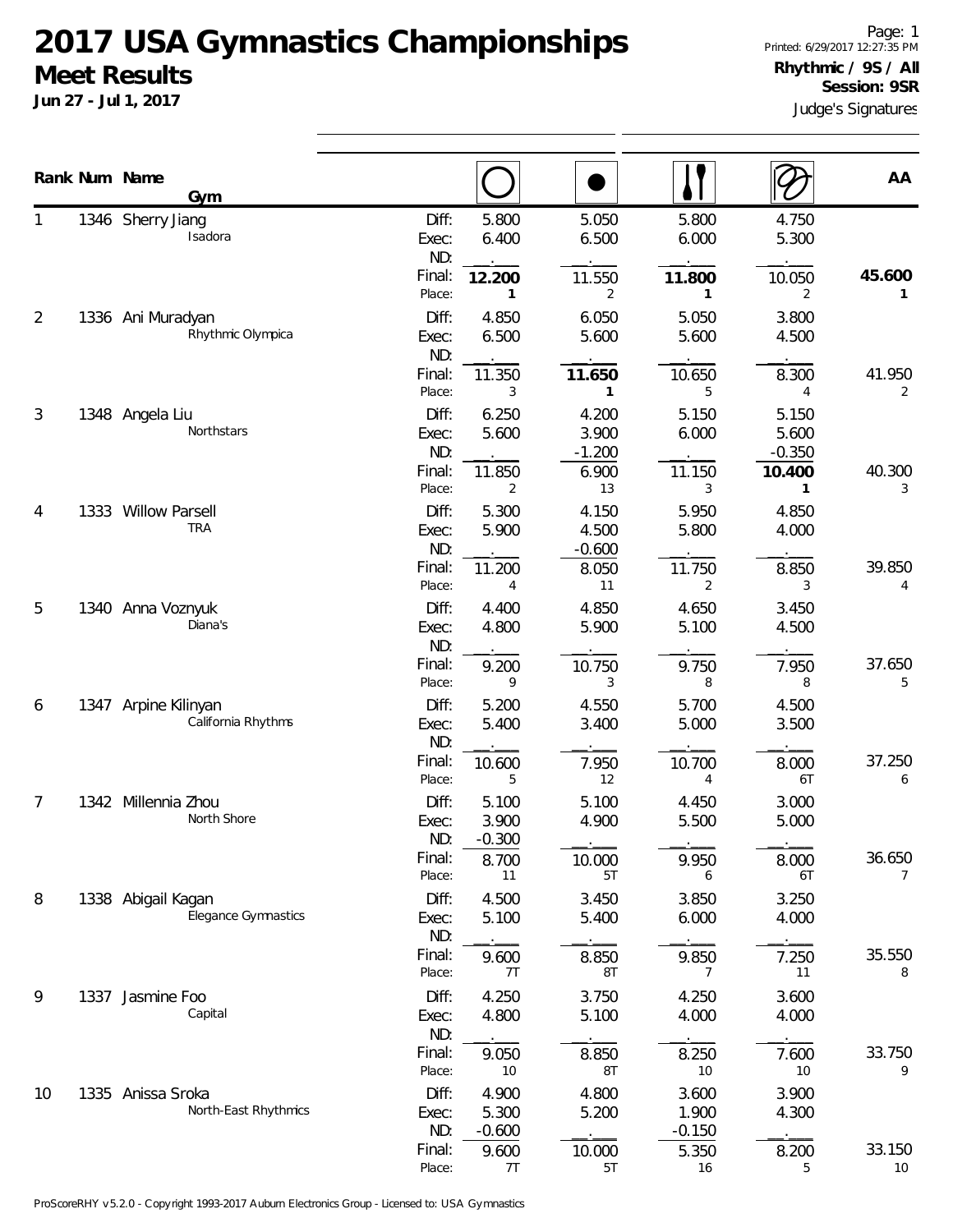# 2017 USA Gymnastics Championships

## Meet Results

**Jun 27 - Jul 1, 2017**

Printed: 6/29/2017 12:27:35 PM

**Rhythmic / 9S / All**
**Session: 9SR**

Judge's Signatures

| Rank | Num | Name / Gym | | Hoop | Ball | Clubs | Ribbon | AA |
|---|---|---|---|---|---|---|---|---|
| 1 | 1346 | Sherry Jiang | Diff: | 5.800 | 5.050 | 5.800 | 4.750 | |
| | | Isadora | Exec: | 6.400 | 6.500 | 6.000 | 5.300 | |
| | | | ND: | | | | | |
| | | | Final: | **12.200** | 11.550 | **11.800** | 10.050 | **45.600** |
| | | | Place: | 1 | 2 | 1 | 2 | 1 |
| 2 | 1336 | Ani Muradyan | Diff: | 4.850 | 6.050 | 5.050 | 3.800 | |
| | | Rhythmic Olympica | Exec: | 6.500 | 5.600 | 5.600 | 4.500 | |
| | | | ND: | | | | | |
| | | | Final: | 11.350 | **11.650** | 10.650 | 8.300 | 41.950 |
| | | | Place: | 3 | 1 | 5 | 4 | 2 |
| 3 | 1348 | Angela Liu | Diff: | 6.250 | 4.200 | 5.150 | 5.150 | |
| | | Northstars | Exec: | 5.600 | 3.900 | 6.000 | 5.600 | |
| | | | ND: | | -1.200 | | -0.350 | |
| | | | Final: | 11.850 | 6.900 | 11.150 | **10.400** | 40.300 |
| | | | Place: | 2 | 13 | 3 | 1 | 3 |
| 4 | 1333 | Willow Parsell | Diff: | 5.300 | 4.150 | 5.950 | 4.850 | |
| | | TRA | Exec: | 5.900 | 4.500 | 5.800 | 4.000 | |
| | | | ND: | | -0.600 | | | |
| | | | Final: | 11.200 | 8.050 | 11.750 | 8.850 | 39.850 |
| | | | Place: | 4 | 11 | 2 | 3 | 4 |
| 5 | 1340 | Anna Voznyuk | Diff: | 4.400 | 4.850 | 4.650 | 3.450 | |
| | | Diana's | Exec: | 4.800 | 5.900 | 5.100 | 4.500 | |
| | | | ND: | | | | | |
| | | | Final: | 9.200 | 10.750 | 9.750 | 7.950 | 37.650 |
| | | | Place: | 9 | 3 | 8 | 8 | 5 |
| 6 | 1347 | Arpine Kilinyan | Diff: | 5.200 | 4.550 | 5.700 | 4.500 | |
| | | California Rhythms | Exec: | 5.400 | 3.400 | 5.000 | 3.500 | |
| | | | ND: | | | | | |
| | | | Final: | 10.600 | 7.950 | 10.700 | 8.000 | 37.250 |
| | | | Place: | 5 | 12 | 4 | 6T | 6 |
| 7 | 1342 | Millennia Zhou | Diff: | 5.100 | 5.100 | 4.450 | 3.000 | |
| | | North Shore | Exec: | 3.900 | 4.900 | 5.500 | 5.000 | |
| | | | ND: | -0.300 | | | | |
| | | | Final: | 8.700 | 10.000 | 9.950 | 8.000 | 36.650 |
| | | | Place: | 11 | 5T | 6 | 6T | 7 |
| 8 | 1338 | Abigail Kagan | Diff: | 4.500 | 3.450 | 3.850 | 3.250 | |
| | | Elegance Gymnastics | Exec: | 5.100 | 5.400 | 6.000 | 4.000 | |
| | | | ND: | | | | | |
| | | | Final: | 9.600 | 8.850 | 9.850 | 7.250 | 35.550 |
| | | | Place: | 7T | 8T | 7 | 11 | 8 |
| 9 | 1337 | Jasmine Foo | Diff: | 4.250 | 3.750 | 4.250 | 3.600 | |
| | | Capital | Exec: | 4.800 | 5.100 | 4.000 | 4.000 | |
| | | | ND: | | | | | |
| | | | Final: | 9.050 | 8.850 | 8.250 | 7.600 | 33.750 |
| | | | Place: | 10 | 8T | 10 | 10 | 9 |
| 10 | 1335 | Anissa Sroka | Diff: | 4.900 | 4.800 | 3.600 | 3.900 | |
| | | North-East Rhythmics | Exec: | 5.300 | 5.200 | 1.900 | 4.300 | |
| | | | ND: | -0.600 | | -0.150 | | |
| | | | Final: | 9.600 | 10.000 | 5.350 | 8.200 | 33.150 |
| | | | Place: | 7T | 5T | 16 | 5 | 10 |

ProScoreRHY v5.2.0 - Copyright 1993-2017 Auburn Electronics Group - Licensed to: USA Gymnastics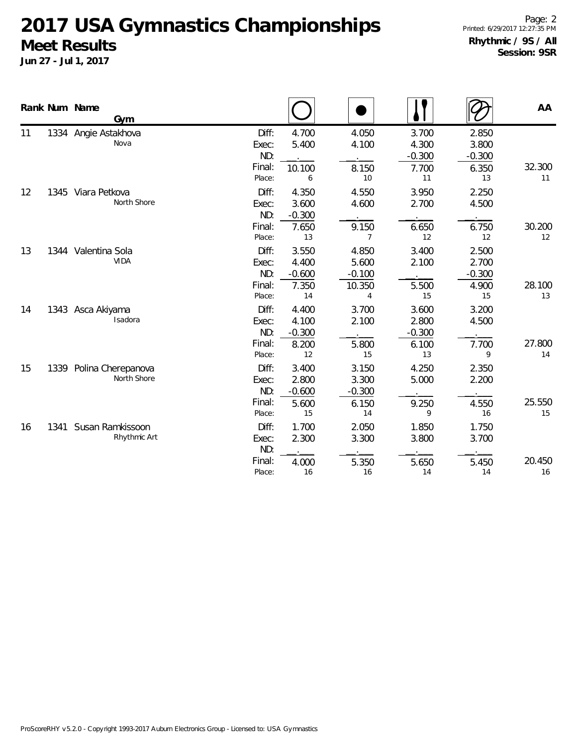# 2017 USA Gymnastics Championships

## Meet Results

**Jun 27 - Jul 1, 2017**

Printed: 6/29/2017 12:27:35 PM

**Rhythmic / 9S / All**
**Session: 9SR**

| Rank | Num | Name / Gym | | Hoop | Ball | Clubs | Ribbon | AA |
|---|---|---|---|---|---|---|---|---|
| 11 | 1334 | Angie Astakhova | Diff: | 4.700 | 4.050 | 3.700 | 2.850 | |
| | | Nova | Exec: | 5.400 | 4.100 | 4.300 | 3.800 | |
| | | | ND: | . | . | -0.300 | -0.300 | |
| | | | Final: | 10.100 | 8.150 | 7.700 | 6.350 | 32.300 |
| | | | Place: | 6 | 10 | 11 | 13 | 11 |
| 12 | 1345 | Viara Petkova | Diff: | 4.350 | 4.550 | 3.950 | 2.250 | |
| | | North Shore | Exec: | 3.600 | 4.600 | 2.700 | 4.500 | |
| | | | ND: | -0.300 | . | . | . | |
| | | | Final: | 7.650 | 9.150 | 6.650 | 6.750 | 30.200 |
| | | | Place: | 13 | 7 | 12 | 12 | 12 |
| 13 | 1344 | Valentina Sola | Diff: | 3.550 | 4.850 | 3.400 | 2.500 | |
| | | VIDA | Exec: | 4.400 | 5.600 | 2.100 | 2.700 | |
| | | | ND: | -0.600 | -0.100 | . | -0.300 | |
| | | | Final: | 7.350 | 10.350 | 5.500 | 4.900 | 28.100 |
| | | | Place: | 14 | 4 | 15 | 15 | 13 |
| 14 | 1343 | Asca Akiyama | Diff: | 4.400 | 3.700 | 3.600 | 3.200 | |
| | | Isadora | Exec: | 4.100 | 2.100 | 2.800 | 4.500 | |
| | | | ND: | -0.300 | . | -0.300 | . | |
| | | | Final: | 8.200 | 5.800 | 6.100 | 7.700 | 27.800 |
| | | | Place: | 12 | 15 | 13 | 9 | 14 |
| 15 | 1339 | Polina Cherepanova | Diff: | 3.400 | 3.150 | 4.250 | 2.350 | |
| | | North Shore | Exec: | 2.800 | 3.300 | 5.000 | 2.200 | |
| | | | ND: | -0.600 | -0.300 | . | . | |
| | | | Final: | 5.600 | 6.150 | 9.250 | 4.550 | 25.550 |
| | | | Place: | 15 | 14 | 9 | 16 | 15 |
| 16 | 1341 | Susan Ramkissoon | Diff: | 1.700 | 2.050 | 1.850 | 1.750 | |
| | | Rhythmic Art | Exec: | 2.300 | 3.300 | 3.800 | 3.700 | |
| | | | ND: | . | . | . | . | |
| | | | Final: | 4.000 | 5.350 | 5.650 | 5.450 | 20.450 |
| | | | Place: | 16 | 16 | 14 | 14 | 16 |

ProScoreRHY v5.2.0 - Copyright 1993-2017 Auburn Electronics Group - Licensed to: USA Gymnastics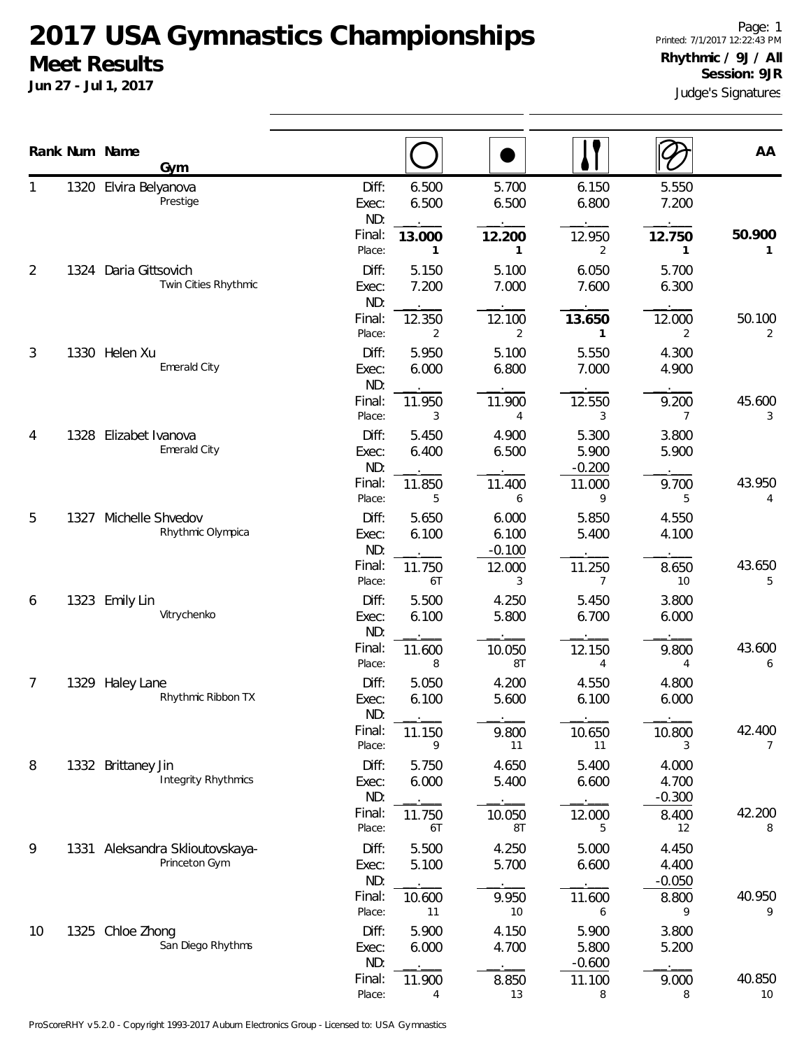# 2017 USA Gymnastics Championships

## Meet Results

**Jun 27 - Jul 1, 2017**

Page: 1
Printed: 7/1/2017 12:22:43 PM

**Rhythmic / 9J / All**
**Session: 9JR**

Judge's Signatures

| Rank | Num | Name / Gym | | Hoop | Ball | Clubs | Ribbon | AA |
|---|---|---|---|---|---|---|---|---|
| 1 | 1320 | Elvira Belyanova | Diff: | 6.500 | 5.700 | 6.150 | 5.550 | |
| | | Prestige | Exec: | 6.500 | 6.500 | 6.800 | 7.200 | |
| | | | ND: | | | | | |
| | | | Final: | **13.000** | **12.200** | 12.950 | **12.750** | **50.900** |
| | | | Place: | **1** | **1** | 2 | **1** | **1** |
| 2 | 1324 | Daria Gittsovich | Diff: | 5.150 | 5.100 | 6.050 | 5.700 | |
| | | Twin Cities Rhythmic | Exec: | 7.200 | 7.000 | 7.600 | 6.300 | |
| | | | ND: | | | | | |
| | | | Final: | 12.350 | 12.100 | **13.650** | 12.000 | 50.100 |
| | | | Place: | 2 | 2 | **1** | 2 | 2 |
| 3 | 1330 | Helen Xu | Diff: | 5.950 | 5.100 | 5.550 | 4.300 | |
| | | Emerald City | Exec: | 6.000 | 6.800 | 7.000 | 4.900 | |
| | | | ND: | | | | | |
| | | | Final: | 11.950 | 11.900 | 12.550 | 9.200 | 45.600 |
| | | | Place: | 3 | 4 | 3 | 7 | 3 |
| 4 | 1328 | Elizabet Ivanova | Diff: | 5.450 | 4.900 | 5.300 | 3.800 | |
| | | Emerald City | Exec: | 6.400 | 6.500 | 5.900 | 5.900 | |
| | | | ND: | | | -0.200 | | |
| | | | Final: | 11.850 | 11.400 | 11.000 | 9.700 | 43.950 |
| | | | Place: | 5 | 6 | 9 | 5 | 4 |
| 5 | 1327 | Michelle Shvedov | Diff: | 5.650 | 6.000 | 5.850 | 4.550 | |
| | | Rhythmic Olympica | Exec: | 6.100 | 6.100 | 5.400 | 4.100 | |
| | | | ND: | | -0.100 | | | |
| | | | Final: | 11.750 | 12.000 | 11.250 | 8.650 | 43.650 |
| | | | Place: | 6T | 3 | 7 | 10 | 5 |
| 6 | 1323 | Emily Lin | Diff: | 5.500 | 4.250 | 5.450 | 3.800 | |
| | | Vitrychenko | Exec: | 6.100 | 5.800 | 6.700 | 6.000 | |
| | | | ND: | | | | | |
| | | | Final: | 11.600 | 10.050 | 12.150 | 9.800 | 43.600 |
| | | | Place: | 8 | 8T | 4 | 4 | 6 |
| 7 | 1329 | Haley Lane | Diff: | 5.050 | 4.200 | 4.550 | 4.800 | |
| | | Rhythmic Ribbon TX | Exec: | 6.100 | 5.600 | 6.100 | 6.000 | |
| | | | ND: | | | | | |
| | | | Final: | 11.150 | 9.800 | 10.650 | 10.800 | 42.400 |
| | | | Place: | 9 | 11 | 11 | 3 | 7 |
| 8 | 1332 | Brittaney Jin | Diff: | 5.750 | 4.650 | 5.400 | 4.000 | |
| | | Integrity Rhythmics | Exec: | 6.000 | 5.400 | 6.600 | 4.700 | |
| | | | ND: | | | | -0.300 | |
| | | | Final: | 11.750 | 10.050 | 12.000 | 8.400 | 42.200 |
| | | | Place: | 6T | 8T | 5 | 12 | 8 |
| 9 | 1331 | Aleksandra Sklioutovskaya- | Diff: | 5.500 | 4.250 | 5.000 | 4.450 | |
| | | Princeton Gym | Exec: | 5.100 | 5.700 | 6.600 | 4.400 | |
| | | | ND: | | | | -0.050 | |
| | | | Final: | 10.600 | 9.950 | 11.600 | 8.800 | 40.950 |
| | | | Place: | 11 | 10 | 6 | 9 | 9 |
| 10 | 1325 | Chloe Zhong | Diff: | 5.900 | 4.150 | 5.900 | 3.800 | |
| | | San Diego Rhythms | Exec: | 6.000 | 4.700 | 5.800 | 5.200 | |
| | | | ND: | | | -0.600 | | |
| | | | Final: | 11.900 | 8.850 | 11.100 | 9.000 | 40.850 |
| | | | Place: | 4 | 13 | 8 | 8 | 10 |

ProScoreRHY v5.2.0 - Copyright 1993-2017 Auburn Electronics Group - Licensed to: USA Gymnastics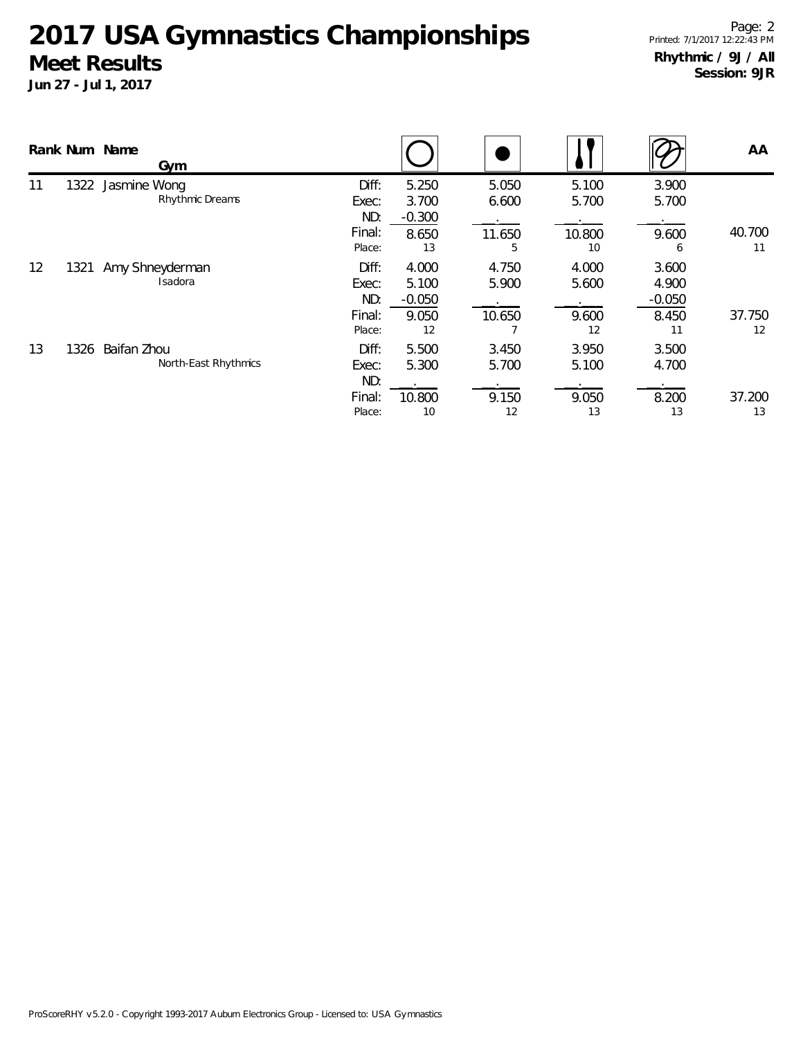# 2017 USA Gymnastics Championships

## Meet Results

**Jun 27 - Jul 1, 2017**

**Rhythmic / 9J / All**
**Session: 9JR**

| Rank | Num | Name / Gym | | Hoop | Ball | Clubs | Ribbon | AA |
|---|---|---|---|---|---|---|---|---|
| 11 | 1322 | Jasmine Wong | Diff: | 5.250 | 5.050 | 5.100 | 3.900 | |
| | | Rhythmic Dreams | Exec: | 3.700 | 6.600 | 5.700 | 5.700 | |
| | | | ND: | -0.300 | . | . | . | |
| | | | Final: | 8.650 | 11.650 | 10.800 | 9.600 | 40.700 |
| | | | Place: | 13 | 5 | 10 | 6 | 11 |
| 12 | 1321 | Amy Shneyderman | Diff: | 4.000 | 4.750 | 4.000 | 3.600 | |
| | | Isadora | Exec: | 5.100 | 5.900 | 5.600 | 4.900 | |
| | | | ND: | -0.050 | . | . | -0.050 | |
| | | | Final: | 9.050 | 10.650 | 9.600 | 8.450 | 37.750 |
| | | | Place: | 12 | 7 | 12 | 11 | 12 |
| 13 | 1326 | Baifan Zhou | Diff: | 5.500 | 3.450 | 3.950 | 3.500 | |
| | | North-East Rhythmics | Exec: | 5.300 | 5.700 | 5.100 | 4.700 | |
| | | | ND: | . | . | . | . | |
| | | | Final: | 10.800 | 9.150 | 9.050 | 8.200 | 37.200 |
| | | | Place: | 10 | 12 | 13 | 13 | 13 |

ProScoreRHY v5.2.0 - Copyright 1993-2017 Auburn Electronics Group - Licensed to: USA Gymnastics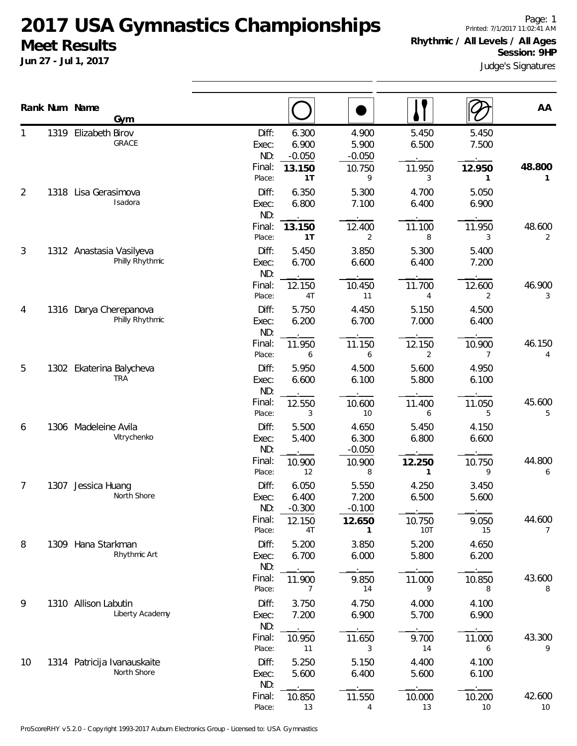# 2017 USA Gymnastics Championships

## Meet Results

**Jun 27 - Jul 1, 2017**

Printed: 7/1/2017 11:02:41 AM

**Rhythmic / All Levels / All Ages**

**Session: 9HP**

Judge's Signatures

| Rank | Num | Name / Gym | | Hoop | Ball | Clubs | Ribbon | AA |
|---|---|---|---|---|---|---|---|---|
| 1 | 1319 | Elizabeth Birov<br>GRACE | Diff: | 6.300 | 4.900 | 5.450 | 5.450 | |
| | | | Exec: | 6.900 | 5.900 | 6.500 | 7.500 | |
| | | | ND: | -0.050 | -0.050 | | | |
| | | | Final: | **13.150** | 10.750 | 11.950 | **12.950** | **48.800** |
| | | | Place: | **1T** | 9 | 3 | **1** | 1 |
| 2 | 1318 | Lisa Gerasimova<br>Isadora | Diff: | 6.350 | 5.300 | 4.700 | 5.050 | |
| | | | Exec: | 6.800 | 7.100 | 6.400 | 6.900 | |
| | | | ND: | | | | | |
| | | | Final: | **13.150** | 12.400 | 11.100 | 11.950 | 48.600 |
| | | | Place: | **1T** | 2 | 8 | 3 | 2 |
| 3 | 1312 | Anastasia Vasilyeva<br>Philly Rhythmic | Diff: | 5.450 | 3.850 | 5.300 | 5.400 | |
| | | | Exec: | 6.700 | 6.600 | 6.400 | 7.200 | |
| | | | ND: | | | | | |
| | | | Final: | 12.150 | 10.450 | 11.700 | 12.600 | 46.900 |
| | | | Place: | 4T | 11 | 4 | 2 | 3 |
| 4 | 1316 | Darya Cherepanova<br>Philly Rhythmic | Diff: | 5.750 | 4.450 | 5.150 | 4.500 | |
| | | | Exec: | 6.200 | 6.700 | 7.000 | 6.400 | |
| | | | ND: | | | | | |
| | | | Final: | 11.950 | 11.150 | 12.150 | 10.900 | 46.150 |
| | | | Place: | 6 | 6 | 2 | 7 | 4 |
| 5 | 1302 | Ekaterina Balycheva<br>TRA | Diff: | 5.950 | 4.500 | 5.600 | 4.950 | |
| | | | Exec: | 6.600 | 6.100 | 5.800 | 6.100 | |
| | | | ND: | | | | | |
| | | | Final: | 12.550 | 10.600 | 11.400 | 11.050 | 45.600 |
| | | | Place: | 3 | 10 | 6 | 5 | 5 |
| 6 | 1306 | Madeleine Avila<br>Vitrychenko | Diff: | 5.500 | 4.650 | 5.450 | 4.150 | |
| | | | Exec: | 5.400 | 6.300 | 6.800 | 6.600 | |
| | | | ND: | | -0.050 | | | |
| | | | Final: | 10.900 | 10.900 | **12.250** | 10.750 | 44.800 |
| | | | Place: | 12 | 8 | **1** | 9 | 6 |
| 7 | 1307 | Jessica Huang<br>North Shore | Diff: | 6.050 | 5.550 | 4.250 | 3.450 | |
| | | | Exec: | 6.400 | 7.200 | 6.500 | 5.600 | |
| | | | ND: | -0.300 | -0.100 | | | |
| | | | Final: | 12.150 | **12.650** | 10.750 | 9.050 | 44.600 |
| | | | Place: | 4T | **1** | 10T | 15 | 7 |
| 8 | 1309 | Hana Starkman<br>Rhythmic Art | Diff: | 5.200 | 3.850 | 5.200 | 4.650 | |
| | | | Exec: | 6.700 | 6.000 | 5.800 | 6.200 | |
| | | | ND: | | | | | |
| | | | Final: | 11.900 | 9.850 | 11.000 | 10.850 | 43.600 |
| | | | Place: | 7 | 14 | 9 | 8 | 8 |
| 9 | 1310 | Allison Labutin<br>Liberty Academy | Diff: | 3.750 | 4.750 | 4.000 | 4.100 | |
| | | | Exec: | 7.200 | 6.900 | 5.700 | 6.900 | |
| | | | ND: | | | | | |
| | | | Final: | 10.950 | 11.650 | 9.700 | 11.000 | 43.300 |
| | | | Place: | 11 | 3 | 14 | 6 | 9 |
| 10 | 1314 | Patricija Ivanauskaite<br>North Shore | Diff: | 5.250 | 5.150 | 4.400 | 4.100 | |
| | | | Exec: | 5.600 | 6.400 | 5.600 | 6.100 | |
| | | | ND: | | | | | |
| | | | Final: | 10.850 | 11.550 | 10.000 | 10.200 | 42.600 |
| | | | Place: | 13 | 4 | 13 | 10 | 10 |

ProScoreRHY v5.2.0 - Copyright 1993-2017 Auburn Electronics Group - Licensed to: USA Gymnastics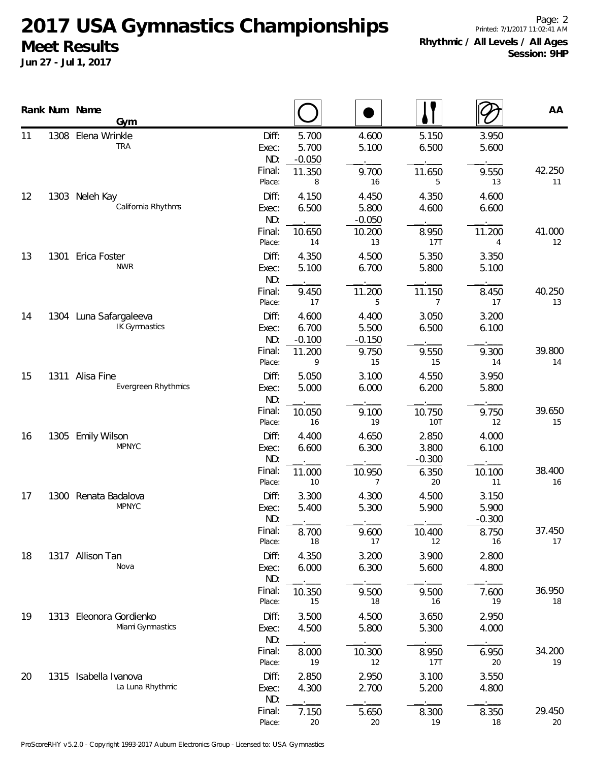# 2017 USA Gymnastics Championships

## Meet Results

**Jun 27 - Jul 1, 2017**

**Rhythmic / All Levels / All Ages**
**Session: 9HP**

| Rank | Num | Name / Gym | | Hoop | Ball | Clubs | Ribbon | AA |
|---|---|---|---|---|---|---|---|---|
| 11 | 1308 | Elena Wrinkle | Diff: | 5.700 | 4.600 | 5.150 | 3.950 | |
| | | TRA | Exec: | 5.700 | 5.100 | 6.500 | 5.600 | |
| | | | ND: | -0.050 | | | | |
| | | | Final: | 11.350 | 9.700 | 11.650 | 9.550 | 42.250 |
| | | | Place: | 8 | 16 | 5 | 13 | 11 |
| 12 | 1303 | Neleh Kay | Diff: | 4.150 | 4.450 | 4.350 | 4.600 | |
| | | California Rhythms | Exec: | 6.500 | 5.800 | 4.600 | 6.600 | |
| | | | ND: | | -0.050 | | | |
| | | | Final: | 10.650 | 10.200 | 8.950 | 11.200 | 41.000 |
| | | | Place: | 14 | 13 | 17T | 4 | 12 |
| 13 | 1301 | Erica Foster | Diff: | 4.350 | 4.500 | 5.350 | 3.350 | |
| | | NWR | Exec: | 5.100 | 6.700 | 5.800 | 5.100 | |
| | | | ND: | | | | | |
| | | | Final: | 9.450 | 11.200 | 11.150 | 8.450 | 40.250 |
| | | | Place: | 17 | 5 | 7 | 17 | 13 |
| 14 | 1304 | Luna Safargaleeva | Diff: | 4.600 | 4.400 | 3.050 | 3.200 | |
| | | IK Gymnastics | Exec: | 6.700 | 5.500 | 6.500 | 6.100 | |
| | | | ND: | -0.100 | -0.150 | | | |
| | | | Final: | 11.200 | 9.750 | 9.550 | 9.300 | 39.800 |
| | | | Place: | 9 | 15 | 15 | 14 | 14 |
| 15 | 1311 | Alisa Fine | Diff: | 5.050 | 3.100 | 4.550 | 3.950 | |
| | | Evergreen Rhythmics | Exec: | 5.000 | 6.000 | 6.200 | 5.800 | |
| | | | ND: | | | | | |
| | | | Final: | 10.050 | 9.100 | 10.750 | 9.750 | 39.650 |
| | | | Place: | 16 | 19 | 10T | 12 | 15 |
| 16 | 1305 | Emily Wilson | Diff: | 4.400 | 4.650 | 2.850 | 4.000 | |
| | | MPNYC | Exec: | 6.600 | 6.300 | 3.800 | 6.100 | |
| | | | ND: | | | -0.300 | | |
| | | | Final: | 11.000 | 10.950 | 6.350 | 10.100 | 38.400 |
| | | | Place: | 10 | 7 | 20 | 11 | 16 |
| 17 | 1300 | Renata Badalova | Diff: | 3.300 | 4.300 | 4.500 | 3.150 | |
| | | MPNYC | Exec: | 5.400 | 5.300 | 5.900 | 5.900 | |
| | | | ND: | | | | -0.300 | |
| | | | Final: | 8.700 | 9.600 | 10.400 | 8.750 | 37.450 |
| | | | Place: | 18 | 17 | 12 | 16 | 17 |
| 18 | 1317 | Allison Tan | Diff: | 4.350 | 3.200 | 3.900 | 2.800 | |
| | | Nova | Exec: | 6.000 | 6.300 | 5.600 | 4.800 | |
| | | | ND: | | | | | |
| | | | Final: | 10.350 | 9.500 | 9.500 | 7.600 | 36.950 |
| | | | Place: | 15 | 18 | 16 | 19 | 18 |
| 19 | 1313 | Eleonora Gordienko | Diff: | 3.500 | 4.500 | 3.650 | 2.950 | |
| | | Miami Gymnastics | Exec: | 4.500 | 5.800 | 5.300 | 4.000 | |
| | | | ND: | | | | | |
| | | | Final: | 8.000 | 10.300 | 8.950 | 6.950 | 34.200 |
| | | | Place: | 19 | 12 | 17T | 20 | 19 |
| 20 | 1315 | Isabella Ivanova | Diff: | 2.850 | 2.950 | 3.100 | 3.550 | |
| | | La Luna Rhythmic | Exec: | 4.300 | 2.700 | 5.200 | 4.800 | |
| | | | ND: | | | | | |
| | | | Final: | 7.150 | 5.650 | 8.300 | 8.350 | 29.450 |
| | | | Place: | 20 | 20 | 19 | 18 | 20 |

ProScoreRHY v5.2.0 - Copyright 1993-2017 Auburn Electronics Group - Licensed to: USA Gymnastics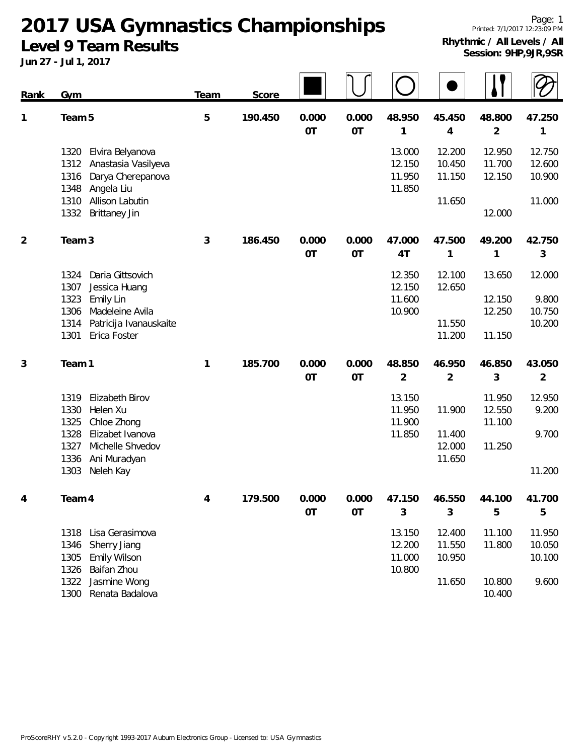# 2017 USA Gymnastics Championships

## Level 9 Team Results

**Jun 27 - Jul 1, 2017**

Printed: 7/1/2017 12:23:09 PM

**Rhythmic / All Levels / All**
**Session: 9HP,9JR,9SR**

| Rank | Gym | Team | Score | ■ | ∪ | ○ | ● | Clubs | Ribbon |
|---|---|---|---|---|---|---|---|---|---|
| 1 | Team 5 | 5 | 190.450 | 0.000 (0T) | 0.000 (0T) | 48.950 (1) | 45.450 (4) | 48.800 (2) | 47.250 (1) |
| | 1320 Elvira Belyanova | | | | | 13.000 | 12.200 | 12.950 | 12.750 |
| | 1312 Anastasia Vasilyeva | | | | | 12.150 | 10.450 | 11.700 | 12.600 |
| | 1316 Darya Cherepanova | | | | | 11.950 | 11.150 | 12.150 | 10.900 |
| | 1348 Angela Liu | | | | | 11.850 | | | |
| | 1310 Allison Labutin | | | | | | 11.650 | | 11.000 |
| | 1332 Brittaney Jin | | | | | | | 12.000 | |
| 2 | Team 3 | 3 | 186.450 | 0.000 (0T) | 0.000 (0T) | 47.000 (4T) | 47.500 (1) | 49.200 (1) | 42.750 (3) |
| | 1324 Daria Gittsovich | | | | | 12.350 | 12.100 | 13.650 | 12.000 |
| | 1307 Jessica Huang | | | | | 12.150 | 12.650 | | |
| | 1323 Emily Lin | | | | | 11.600 | | 12.150 | 9.800 |
| | 1306 Madeleine Avila | | | | | 10.900 | | 12.250 | 10.750 |
| | 1314 Patricija Ivanauskaite | | | | | | 11.550 | | 10.200 |
| | 1301 Erica Foster | | | | | | 11.200 | 11.150 | |
| 3 | Team 1 | 1 | 185.700 | 0.000 (0T) | 0.000 (0T) | 48.850 (2) | 46.950 (2) | 46.850 (3) | 43.050 (2) |
| | 1319 Elizabeth Birov | | | | | 13.150 | | 11.950 | 12.950 |
| | 1330 Helen Xu | | | | | 11.950 | 11.900 | 12.550 | 9.200 |
| | 1325 Chloe Zhong | | | | | 11.900 | | 11.100 | |
| | 1328 Elizabet Ivanova | | | | | 11.850 | 11.400 | | 9.700 |
| | 1327 Michelle Shvedov | | | | | | 12.000 | 11.250 | |
| | 1336 Ani Muradyan | | | | | | 11.650 | | |
| | 1303 Neleh Kay | | | | | | | | 11.200 |
| 4 | Team 4 | 4 | 179.500 | 0.000 (0T) | 0.000 (0T) | 47.150 (3) | 46.550 (3) | 44.100 (5) | 41.700 (5) |
| | 1318 Lisa Gerasimova | | | | | 13.150 | 12.400 | 11.100 | 11.950 |
| | 1346 Sherry Jiang | | | | | 12.200 | 11.550 | 11.800 | 10.050 |
| | 1305 Emily Wilson | | | | | 11.000 | 10.950 | | 10.100 |
| | 1326 Baifan Zhou | | | | | 10.800 | | | |
| | 1322 Jasmine Wong | | | | | | 11.650 | 10.800 | 9.600 |
| | 1300 Renata Badalova | | | | | | | 10.400 | |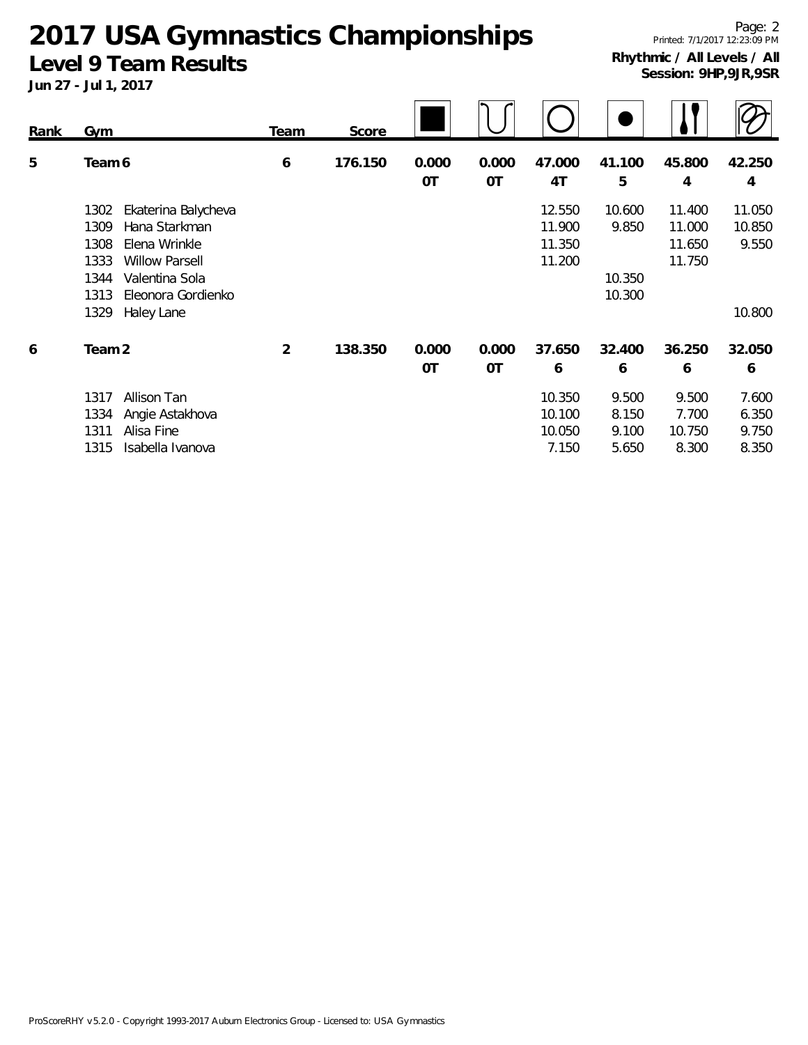# 2017 USA Gymnastics Championships

## Level 9 Team Results

**Jun 27 - Jul 1, 2017**

**Rhythmic / All Levels / All**
**Session: 9HP,9JR,9SR**

| Rank | Gym | Team | Score | | | | | | |
|---|---|---|---|---|---|---|---|---|---|
| 5 | Team 6 | 6 | 176.150 | 0.000 0T | 0.000 0T | 47.000 4T | 41.100 5 | 45.800 4 | 42.250 4 |
| | 1302 Ekaterina Balycheva | | | | | 12.550 | 10.600 | 11.400 | 11.050 |
| | 1309 Hana Starkman | | | | | 11.900 | 9.850 | 11.000 | 10.850 |
| | 1308 Elena Wrinkle | | | | | 11.350 | | 11.650 | 9.550 |
| | 1333 Willow Parsell | | | | | 11.200 | | 11.750 | |
| | 1344 Valentina Sola | | | | | | 10.350 | | |
| | 1313 Eleonora Gordienko | | | | | | 10.300 | | |
| | 1329 Haley Lane | | | | | | | | 10.800 |
| 6 | Team 2 | 2 | 138.350 | 0.000 0T | 0.000 0T | 37.650 6 | 32.400 6 | 36.250 6 | 32.050 6 |
| | 1317 Allison Tan | | | | | 10.350 | 9.500 | 9.500 | 7.600 |
| | 1334 Angie Astakhova | | | | | 10.100 | 8.150 | 7.700 | 6.350 |
| | 1311 Alisa Fine | | | | | 10.050 | 9.100 | 10.750 | 9.750 |
| | 1315 Isabella Ivanova | | | | | 7.150 | 5.650 | 8.300 | 8.350 |